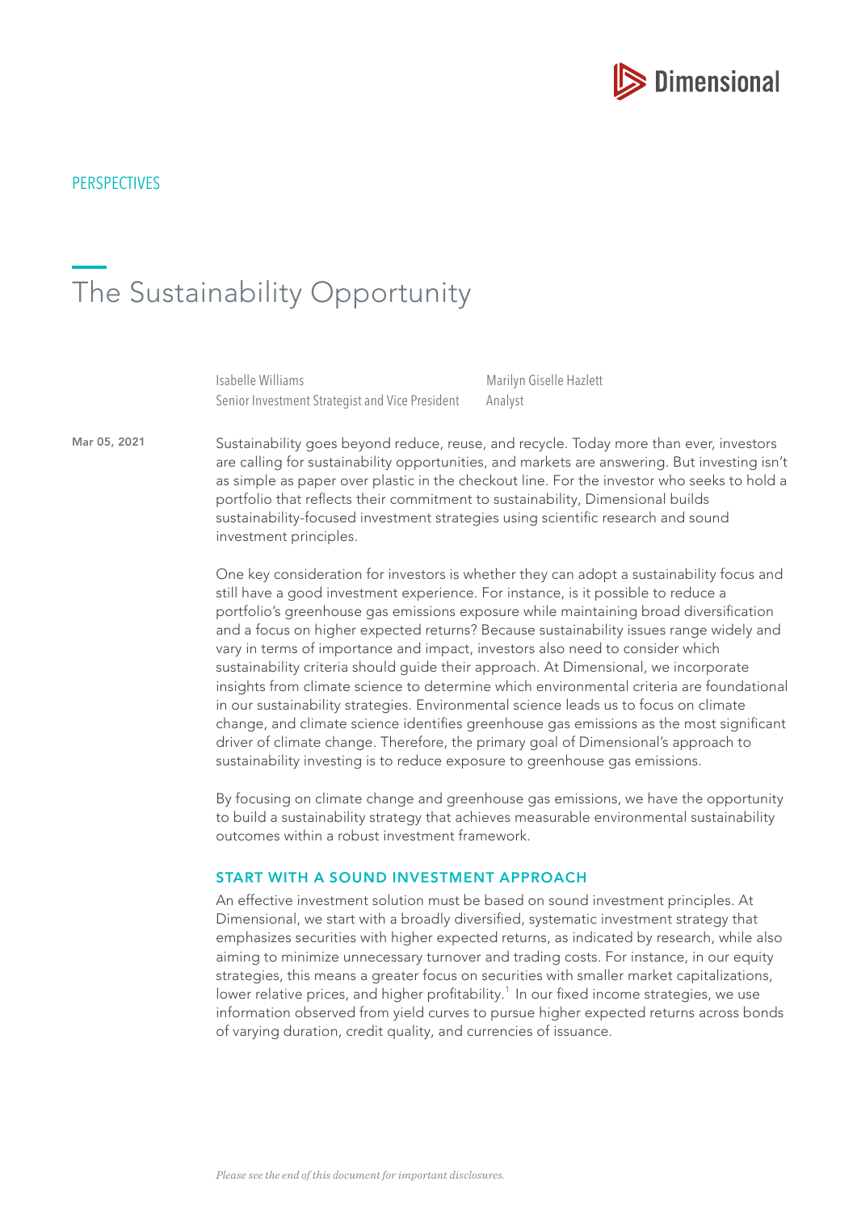PERSPECTIVES

# The Sustainability Opportunity

Isabelle Williams
Senior Investment Strategist and Vice President

Marilyn Giselle Hazlett
Analyst

Mar 05, 2021

Sustainability goes beyond reduce, reuse, and recycle. Today more than ever, investors are calling for sustainability opportunities, and markets are answering. But investing isn't as simple as paper over plastic in the checkout line. For the investor who seeks to hold a portfolio that reflects their commitment to sustainability, Dimensional builds sustainability-focused investment strategies using scientific research and sound investment principles.

One key consideration for investors is whether they can adopt a sustainability focus and still have a good investment experience. For instance, is it possible to reduce a portfolio's greenhouse gas emissions exposure while maintaining broad diversification and a focus on higher expected returns? Because sustainability issues range widely and vary in terms of importance and impact, investors also need to consider which sustainability criteria should guide their approach. At Dimensional, we incorporate insights from climate science to determine which environmental criteria are foundational in our sustainability strategies. Environmental science leads us to focus on climate change, and climate science identifies greenhouse gas emissions as the most significant driver of climate change. Therefore, the primary goal of Dimensional's approach to sustainability investing is to reduce exposure to greenhouse gas emissions.

By focusing on climate change and greenhouse gas emissions, we have the opportunity to build a sustainability strategy that achieves measurable environmental sustainability outcomes within a robust investment framework.

## START WITH A SOUND INVESTMENT APPROACH

An effective investment solution must be based on sound investment principles. At Dimensional, we start with a broadly diversified, systematic investment strategy that emphasizes securities with higher expected returns, as indicated by research, while also aiming to minimize unnecessary turnover and trading costs. For instance, in our equity strategies, this means a greater focus on securities with smaller market capitalizations, lower relative prices, and higher profitability.[1] In our fixed income strategies, we use information observed from yield curves to pursue higher expected returns across bonds of varying duration, credit quality, and currencies of issuance.

*Please see the end of this document for important disclosures.*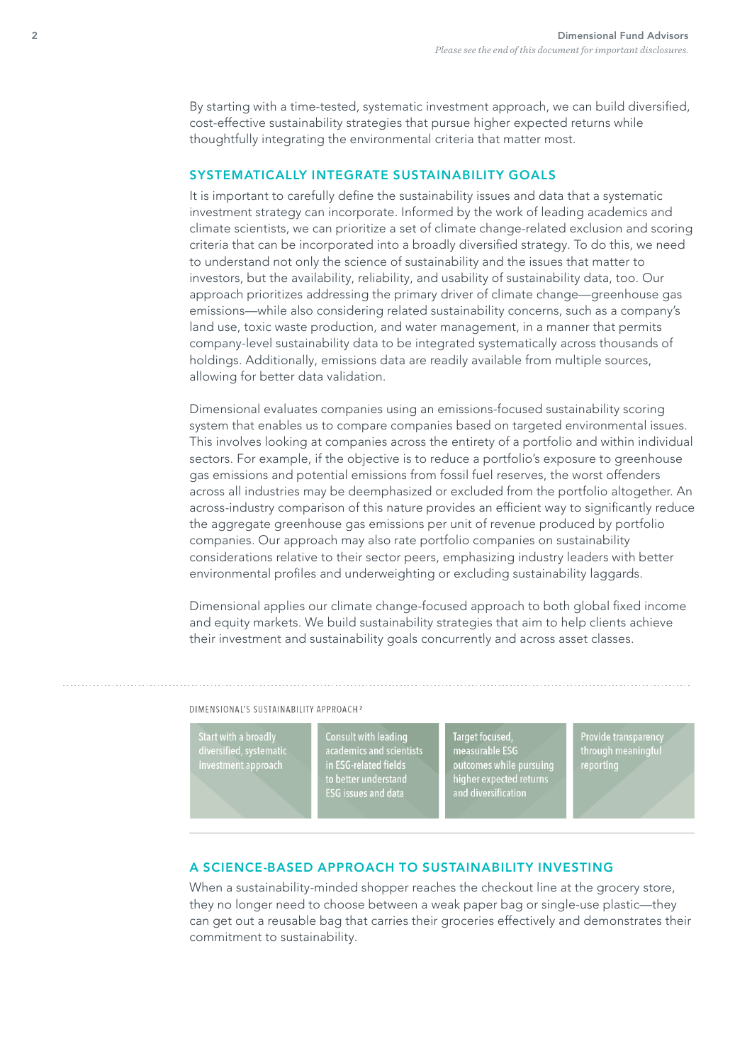By starting with a time-tested, systematic investment approach, we can build diversified, cost-effective sustainability strategies that pursue higher expected returns while thoughtfully integrating the environmental criteria that matter most.

## SYSTEMATICALLY INTEGRATE SUSTAINABILITY GOALS

It is important to carefully define the sustainability issues and data that a systematic investment strategy can incorporate. Informed by the work of leading academics and climate scientists, we can prioritize a set of climate change-related exclusion and scoring criteria that can be incorporated into a broadly diversified strategy. To do this, we need to understand not only the science of sustainability and the issues that matter to investors, but the availability, reliability, and usability of sustainability data, too. Our approach prioritizes addressing the primary driver of climate change—greenhouse gas emissions—while also considering related sustainability concerns, such as a company's land use, toxic waste production, and water management, in a manner that permits company-level sustainability data to be integrated systematically across thousands of holdings. Additionally, emissions data are readily available from multiple sources, allowing for better data validation.

Dimensional evaluates companies using an emissions-focused sustainability scoring system that enables us to compare companies based on targeted environmental issues. This involves looking at companies across the entirety of a portfolio and within individual sectors. For example, if the objective is to reduce a portfolio's exposure to greenhouse gas emissions and potential emissions from fossil fuel reserves, the worst offenders across all industries may be deemphasized or excluded from the portfolio altogether. An across-industry comparison of this nature provides an efficient way to significantly reduce the aggregate greenhouse gas emissions per unit of revenue produced by portfolio companies. Our approach may also rate portfolio companies on sustainability considerations relative to their sector peers, emphasizing industry leaders with better environmental profiles and underweighting or excluding sustainability laggards.

Dimensional applies our climate change-focused approach to both global fixed income and equity markets. We build sustainability strategies that aim to help clients achieve their investment and sustainability goals concurrently and across asset classes.

DIMENSIONAL'S SUSTAINABILITY APPROACH[2]

| Start with a broadly diversified, systematic investment approach | Consult with leading academics and scientists in ESG-related fields to better understand ESG issues and data | Target focused, measurable ESG outcomes while pursuing higher expected returns and diversification | Provide transparency through meaningful reporting |
|---|---|---|---|

## A SCIENCE-BASED APPROACH TO SUSTAINABILITY INVESTING

When a sustainability-minded shopper reaches the checkout line at the grocery store, they no longer need to choose between a weak paper bag or single-use plastic—they can get out a reusable bag that carries their groceries effectively and demonstrates their commitment to sustainability.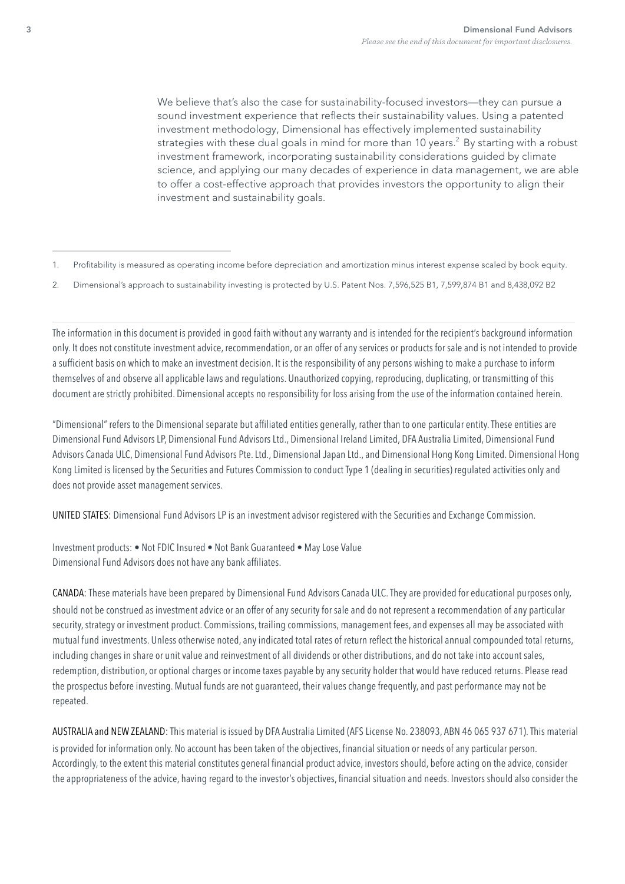We believe that's also the case for sustainability-focused investors—they can pursue a sound investment experience that reflects their sustainability values. Using a patented investment methodology, Dimensional has effectively implemented sustainability strategies with these dual goals in mind for more than 10 years.[2] By starting with a robust investment framework, incorporating sustainability considerations guided by climate science, and applying our many decades of experience in data management, we are able to offer a cost-effective approach that provides investors the opportunity to align their investment and sustainability goals.

---

1. Profitability is measured as operating income before depreciation and amortization minus interest expense scaled by book equity.
2. Dimensional's approach to sustainability investing is protected by U.S. Patent Nos. 7,596,525 B1, 7,599,874 B1 and 8,438,092 B2

---

The information in this document is provided in good faith without any warranty and is intended for the recipient's background information only. It does not constitute investment advice, recommendation, or an offer of any services or products for sale and is not intended to provide a sufficient basis on which to make an investment decision. It is the responsibility of any persons wishing to make a purchase to inform themselves of and observe all applicable laws and regulations. Unauthorized copying, reproducing, duplicating, or transmitting of this document are strictly prohibited. Dimensional accepts no responsibility for loss arising from the use of the information contained herein.

"Dimensional" refers to the Dimensional separate but affiliated entities generally, rather than to one particular entity. These entities are Dimensional Fund Advisors LP, Dimensional Fund Advisors Ltd., Dimensional Ireland Limited, DFA Australia Limited, Dimensional Fund Advisors Canada ULC, Dimensional Fund Advisors Pte. Ltd., Dimensional Japan Ltd., and Dimensional Hong Kong Limited. Dimensional Hong Kong Limited is licensed by the Securities and Futures Commission to conduct Type 1 (dealing in securities) regulated activities only and does not provide asset management services.

UNITED STATES: Dimensional Fund Advisors LP is an investment advisor registered with the Securities and Exchange Commission.

Investment products: • Not FDIC Insured • Not Bank Guaranteed • May Lose Value
Dimensional Fund Advisors does not have any bank affiliates.

CANADA: These materials have been prepared by Dimensional Fund Advisors Canada ULC. They are provided for educational purposes only, should not be construed as investment advice or an offer of any security for sale and do not represent a recommendation of any particular security, strategy or investment product. Commissions, trailing commissions, management fees, and expenses all may be associated with mutual fund investments. Unless otherwise noted, any indicated total rates of return reflect the historical annual compounded total returns, including changes in share or unit value and reinvestment of all dividends or other distributions, and do not take into account sales, redemption, distribution, or optional charges or income taxes payable by any security holder that would have reduced returns. Please read the prospectus before investing. Mutual funds are not guaranteed, their values change frequently, and past performance may not be repeated.

AUSTRALIA and NEW ZEALAND: This material is issued by DFA Australia Limited (AFS License No. 238093, ABN 46 065 937 671). This material is provided for information only. No account has been taken of the objectives, financial situation or needs of any particular person. Accordingly, to the extent this material constitutes general financial product advice, investors should, before acting on the advice, consider the appropriateness of the advice, having regard to the investor's objectives, financial situation and needs. Investors should also consider the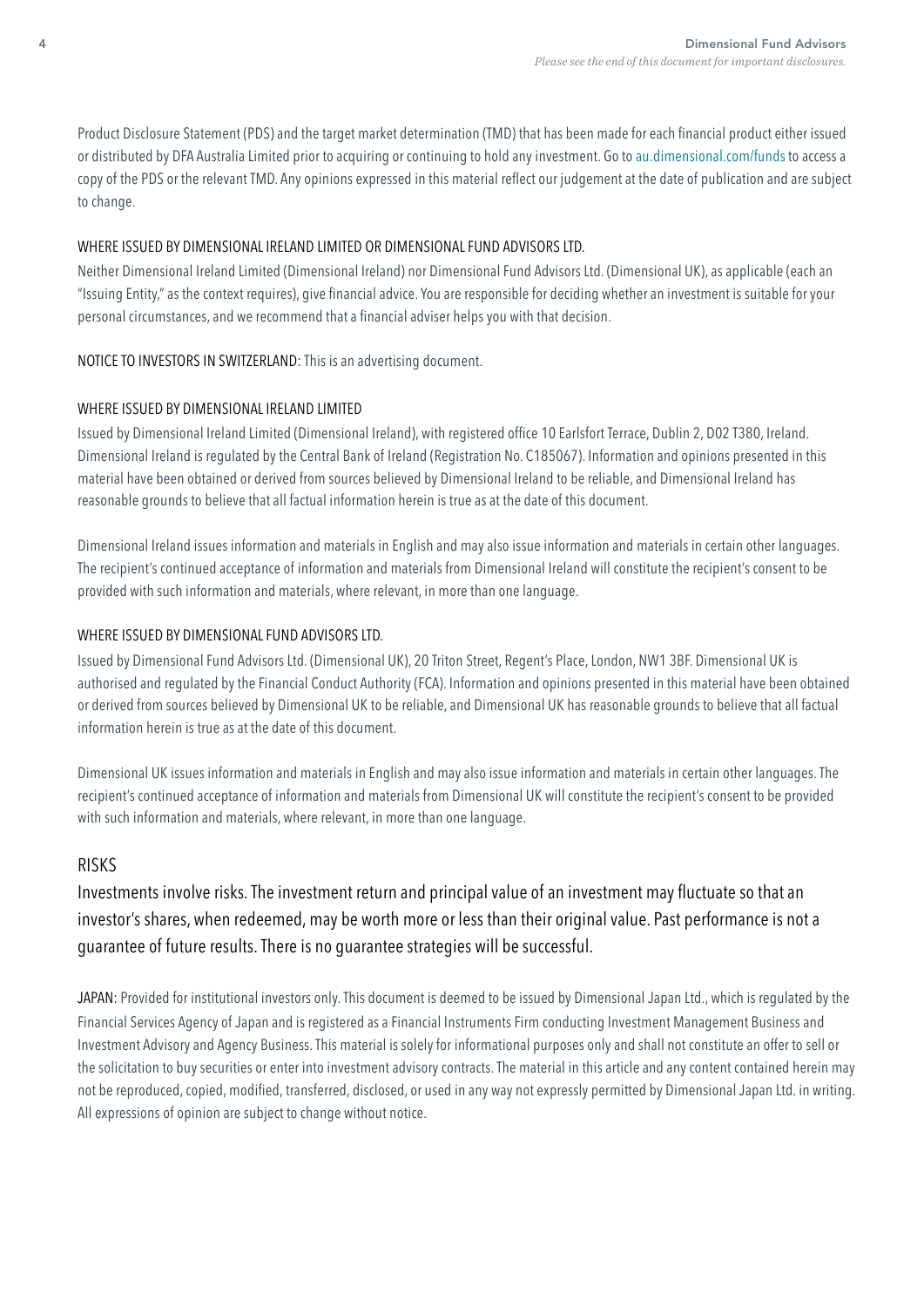Product Disclosure Statement (PDS) and the target market determination (TMD) that has been made for each financial product either issued or distributed by DFA Australia Limited prior to acquiring or continuing to hold any investment. Go to au.dimensional.com/funds to access a copy of the PDS or the relevant TMD. Any opinions expressed in this material reflect our judgement at the date of publication and are subject to change.

WHERE ISSUED BY DIMENSIONAL IRELAND LIMITED OR DIMENSIONAL FUND ADVISORS LTD.

Neither Dimensional Ireland Limited (Dimensional Ireland) nor Dimensional Fund Advisors Ltd. (Dimensional UK), as applicable (each an "Issuing Entity," as the context requires), give financial advice. You are responsible for deciding whether an investment is suitable for your personal circumstances, and we recommend that a financial adviser helps you with that decision.

NOTICE TO INVESTORS IN SWITZERLAND: This is an advertising document.

WHERE ISSUED BY DIMENSIONAL IRELAND LIMITED

Issued by Dimensional Ireland Limited (Dimensional Ireland), with registered office 10 Earlsfort Terrace, Dublin 2, D02 T380, Ireland. Dimensional Ireland is regulated by the Central Bank of Ireland (Registration No. C185067). Information and opinions presented in this material have been obtained or derived from sources believed by Dimensional Ireland to be reliable, and Dimensional Ireland has reasonable grounds to believe that all factual information herein is true as at the date of this document.

Dimensional Ireland issues information and materials in English and may also issue information and materials in certain other languages. The recipient's continued acceptance of information and materials from Dimensional Ireland will constitute the recipient's consent to be provided with such information and materials, where relevant, in more than one language.

WHERE ISSUED BY DIMENSIONAL FUND ADVISORS LTD.

Issued by Dimensional Fund Advisors Ltd. (Dimensional UK), 20 Triton Street, Regent's Place, London, NW1 3BF. Dimensional UK is authorised and regulated by the Financial Conduct Authority (FCA). Information and opinions presented in this material have been obtained or derived from sources believed by Dimensional UK to be reliable, and Dimensional UK has reasonable grounds to believe that all factual information herein is true as at the date of this document.

Dimensional UK issues information and materials in English and may also issue information and materials in certain other languages. The recipient's continued acceptance of information and materials from Dimensional UK will constitute the recipient's consent to be provided with such information and materials, where relevant, in more than one language.

## RISKS

Investments involve risks. The investment return and principal value of an investment may fluctuate so that an investor's shares, when redeemed, may be worth more or less than their original value. Past performance is not a guarantee of future results. There is no guarantee strategies will be successful.

JAPAN: Provided for institutional investors only. This document is deemed to be issued by Dimensional Japan Ltd., which is regulated by the Financial Services Agency of Japan and is registered as a Financial Instruments Firm conducting Investment Management Business and Investment Advisory and Agency Business. This material is solely for informational purposes only and shall not constitute an offer to sell or the solicitation to buy securities or enter into investment advisory contracts. The material in this article and any content contained herein may not be reproduced, copied, modified, transferred, disclosed, or used in any way not expressly permitted by Dimensional Japan Ltd. in writing. All expressions of opinion are subject to change without notice.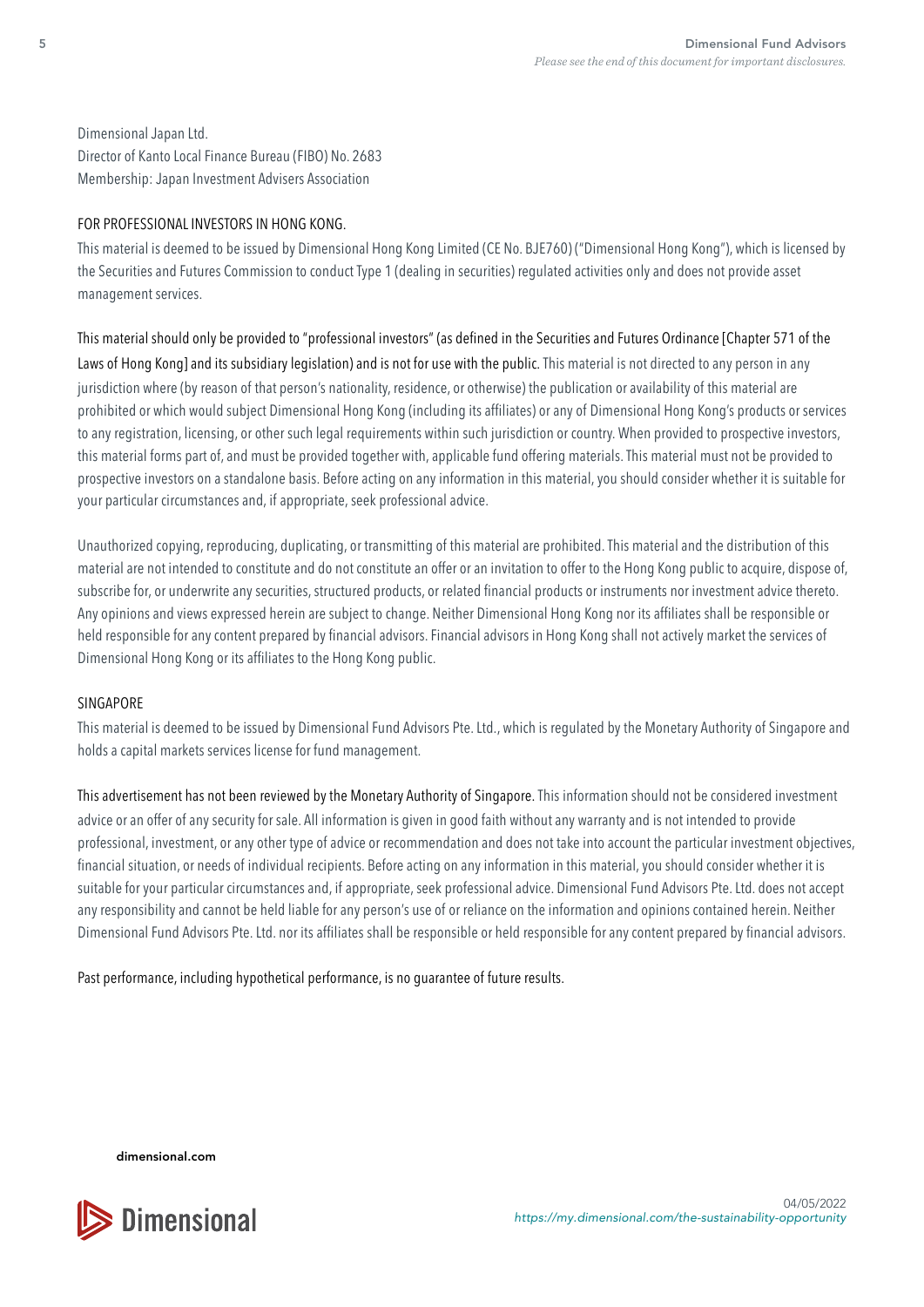Dimensional Japan Ltd.
Director of Kanto Local Finance Bureau (FIBO) No. 2683
Membership: Japan Investment Advisers Association

FOR PROFESSIONAL INVESTORS IN HONG KONG.

This material is deemed to be issued by Dimensional Hong Kong Limited (CE No. BJE760) ("Dimensional Hong Kong"), which is licensed by the Securities and Futures Commission to conduct Type 1 (dealing in securities) regulated activities only and does not provide asset management services.

This material should only be provided to "professional investors" (as defined in the Securities and Futures Ordinance [Chapter 571 of the Laws of Hong Kong] and its subsidiary legislation) and is not for use with the public. This material is not directed to any person in any jurisdiction where (by reason of that person's nationality, residence, or otherwise) the publication or availability of this material are prohibited or which would subject Dimensional Hong Kong (including its affiliates) or any of Dimensional Hong Kong's products or services to any registration, licensing, or other such legal requirements within such jurisdiction or country. When provided to prospective investors, this material forms part of, and must be provided together with, applicable fund offering materials. This material must not be provided to prospective investors on a standalone basis. Before acting on any information in this material, you should consider whether it is suitable for your particular circumstances and, if appropriate, seek professional advice.

Unauthorized copying, reproducing, duplicating, or transmitting of this material are prohibited. This material and the distribution of this material are not intended to constitute and do not constitute an offer or an invitation to offer to the Hong Kong public to acquire, dispose of, subscribe for, or underwrite any securities, structured products, or related financial products or instruments nor investment advice thereto. Any opinions and views expressed herein are subject to change. Neither Dimensional Hong Kong nor its affiliates shall be responsible or held responsible for any content prepared by financial advisors. Financial advisors in Hong Kong shall not actively market the services of Dimensional Hong Kong or its affiliates to the Hong Kong public.

SINGAPORE

This material is deemed to be issued by Dimensional Fund Advisors Pte. Ltd., which is regulated by the Monetary Authority of Singapore and holds a capital markets services license for fund management.

This advertisement has not been reviewed by the Monetary Authority of Singapore. This information should not be considered investment advice or an offer of any security for sale. All information is given in good faith without any warranty and is not intended to provide professional, investment, or any other type of advice or recommendation and does not take into account the particular investment objectives, financial situation, or needs of individual recipients. Before acting on any information in this material, you should consider whether it is suitable for your particular circumstances and, if appropriate, seek professional advice. Dimensional Fund Advisors Pte. Ltd. does not accept any responsibility and cannot be held liable for any person's use of or reliance on the information and opinions contained herein. Neither Dimensional Fund Advisors Pte. Ltd. nor its affiliates shall be responsible or held responsible for any content prepared by financial advisors.

Past performance, including hypothetical performance, is no guarantee of future results.

dimensional.com

Dimensional

04/05/2022
https://my.dimensional.com/the-sustainability-opportunity